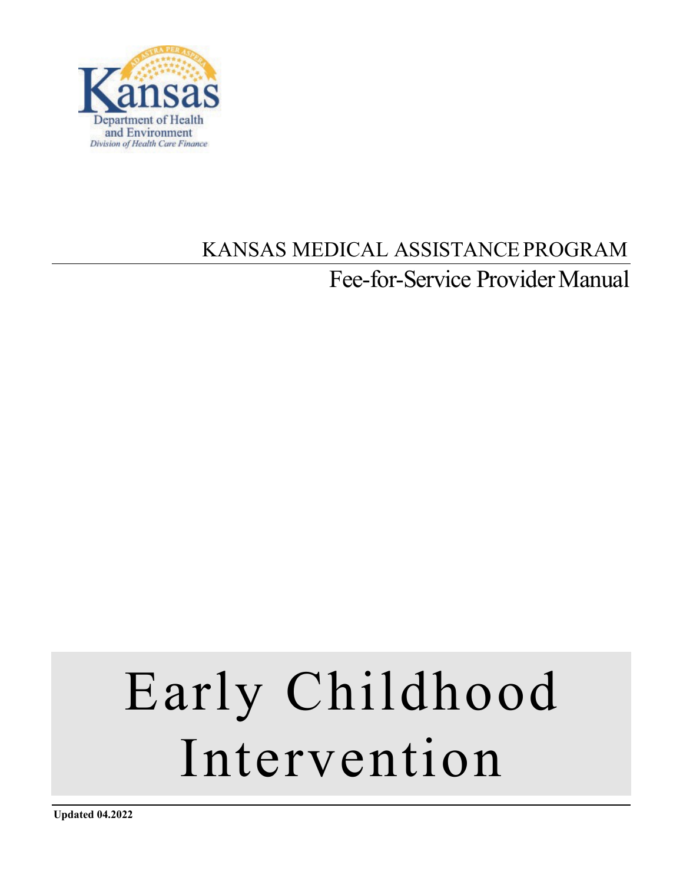Kansas Department of Health and Environment
Division of Health Care Finance

KANSAS MEDICAL ASSISTANCE PROGRAM

Fee-for-Service Provider Manual

# Early Childhood Intervention

**Updated 04.2022**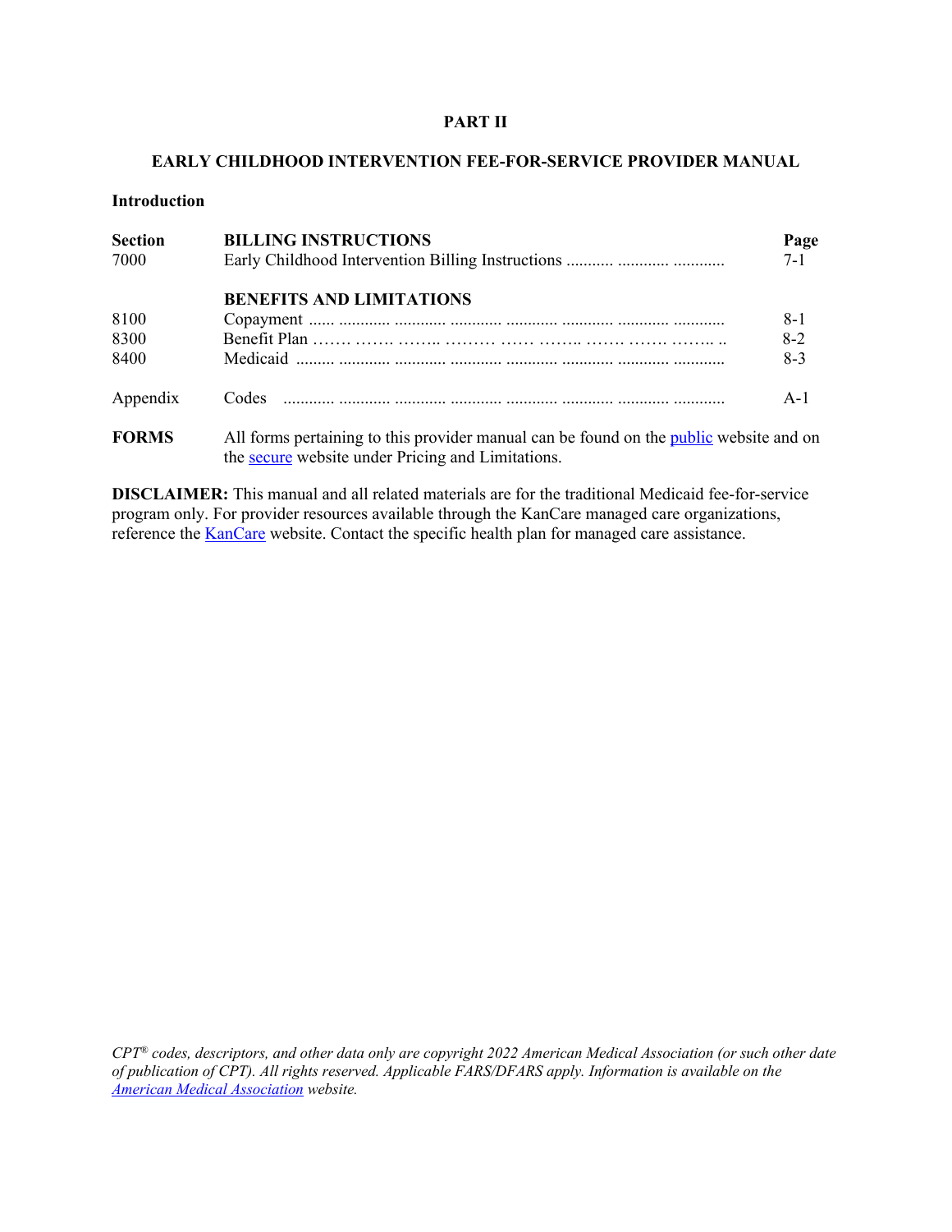# PART II

## EARLY CHILDHOOD INTERVENTION FEE-FOR-SERVICE PROVIDER MANUAL

**Introduction**

| **Section** | **BILLING INSTRUCTIONS** | **Page** |
|---|---|---|
| 7000 | Early Childhood Intervention Billing Instructions | 7-1 |
| | **BENEFITS AND LIMITATIONS** | |
| 8100 | Copayment | 8-1 |
| 8300 | Benefit Plan | 8-2 |
| 8400 | Medicaid | 8-3 |
| Appendix | Codes | A-1 |

**FORMS** All forms pertaining to this provider manual can be found on the public website and on the secure website under Pricing and Limitations.

**DISCLAIMER:** This manual and all related materials are for the traditional Medicaid fee-for-service program only. For provider resources available through the KanCare managed care organizations, reference the KanCare website. Contact the specific health plan for managed care assistance.

*CPT® codes, descriptors, and other data only are copyright 2022 American Medical Association (or such other date of publication of CPT). All rights reserved. Applicable FARS/DFARS apply. Information is available on the American Medical Association website.*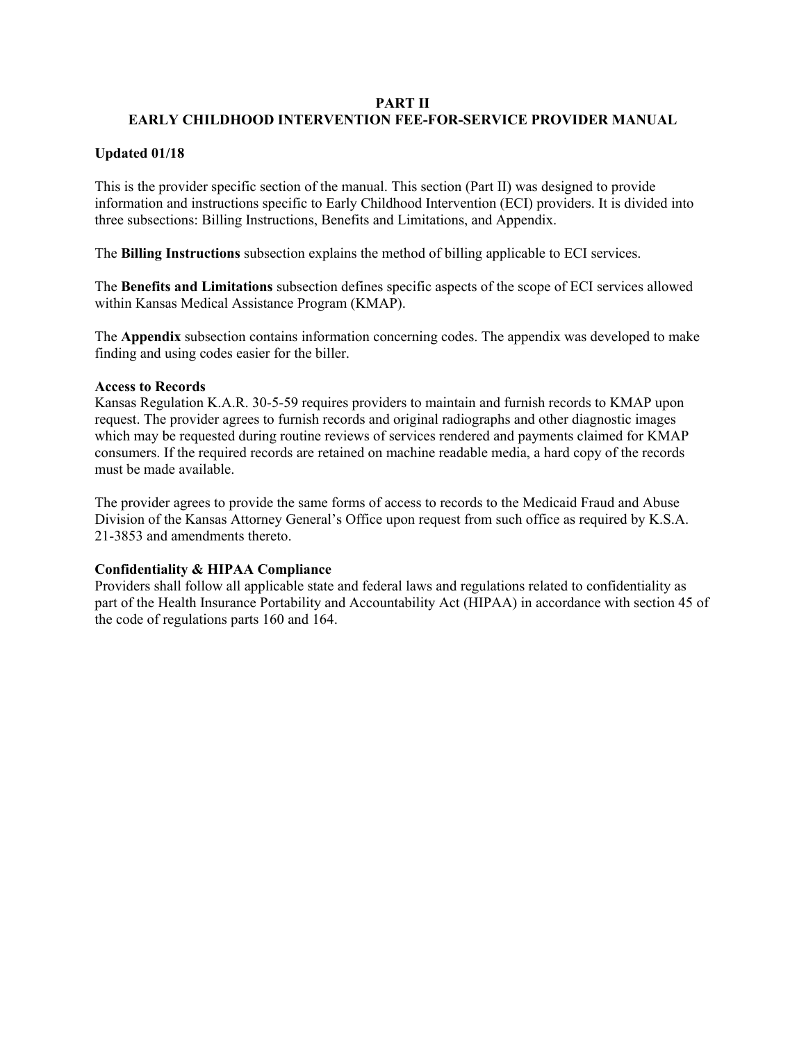# PART II
# EARLY CHILDHOOD INTERVENTION FEE-FOR-SERVICE PROVIDER MANUAL

**Updated 01/18**

This is the provider specific section of the manual. This section (Part II) was designed to provide information and instructions specific to Early Childhood Intervention (ECI) providers. It is divided into three subsections: Billing Instructions, Benefits and Limitations, and Appendix.

The **Billing Instructions** subsection explains the method of billing applicable to ECI services.

The **Benefits and Limitations** subsection defines specific aspects of the scope of ECI services allowed within Kansas Medical Assistance Program (KMAP).

The **Appendix** subsection contains information concerning codes. The appendix was developed to make finding and using codes easier for the biller.

**Access to Records**
Kansas Regulation K.A.R. 30-5-59 requires providers to maintain and furnish records to KMAP upon request. The provider agrees to furnish records and original radiographs and other diagnostic images which may be requested during routine reviews of services rendered and payments claimed for KMAP consumers. If the required records are retained on machine readable media, a hard copy of the records must be made available.

The provider agrees to provide the same forms of access to records to the Medicaid Fraud and Abuse Division of the Kansas Attorney General's Office upon request from such office as required by K.S.A. 21-3853 and amendments thereto.

**Confidentiality & HIPAA Compliance**
Providers shall follow all applicable state and federal laws and regulations related to confidentiality as part of the Health Insurance Portability and Accountability Act (HIPAA) in accordance with section 45 of the code of regulations parts 160 and 164.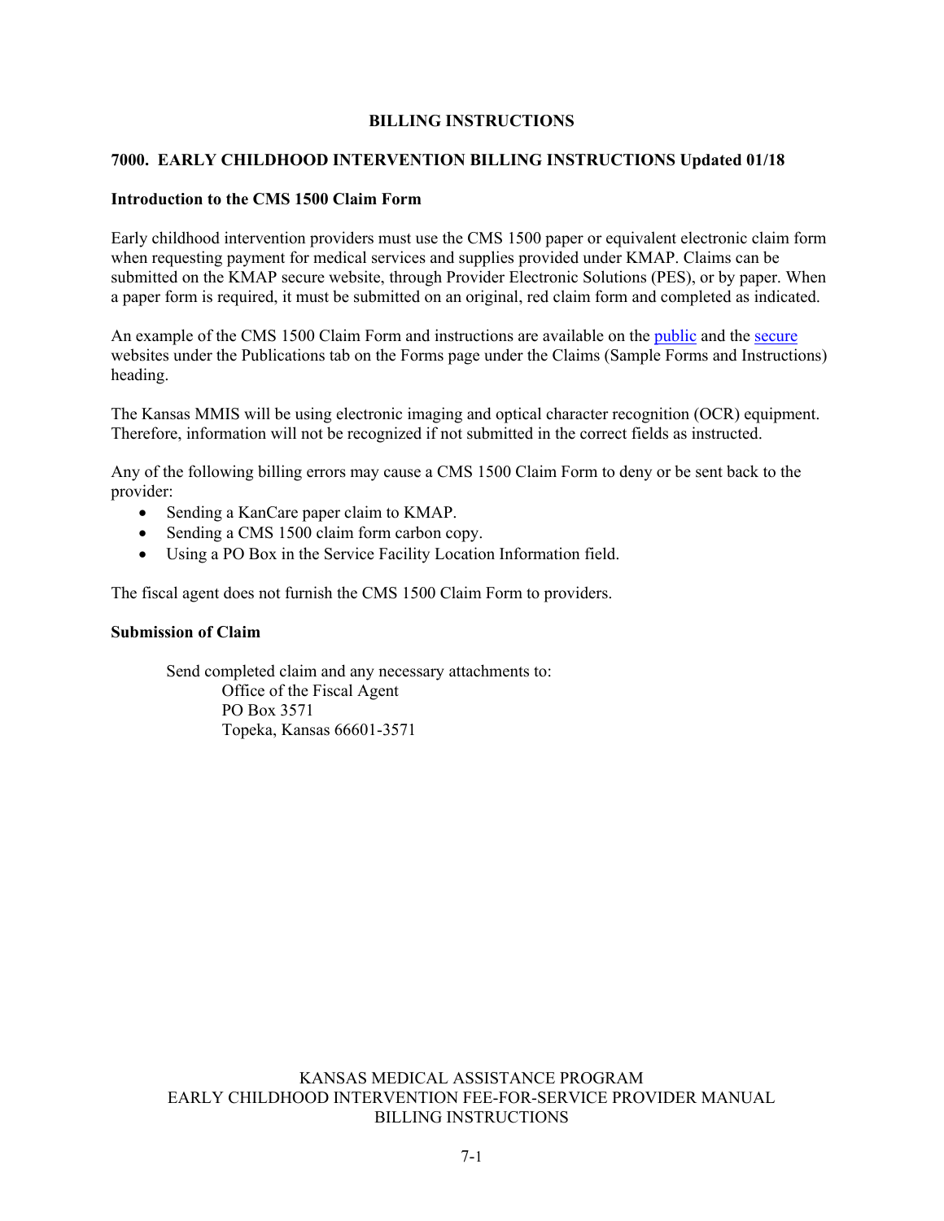## BILLING INSTRUCTIONS

### 7000. EARLY CHILDHOOD INTERVENTION BILLING INSTRUCTIONS Updated 01/18

**Introduction to the CMS 1500 Claim Form**

Early childhood intervention providers must use the CMS 1500 paper or equivalent electronic claim form when requesting payment for medical services and supplies provided under KMAP. Claims can be submitted on the KMAP secure website, through Provider Electronic Solutions (PES), or by paper. When a paper form is required, it must be submitted on an original, red claim form and completed as indicated.

An example of the CMS 1500 Claim Form and instructions are available on the public and the secure websites under the Publications tab on the Forms page under the Claims (Sample Forms and Instructions) heading.

The Kansas MMIS will be using electronic imaging and optical character recognition (OCR) equipment. Therefore, information will not be recognized if not submitted in the correct fields as instructed.

Any of the following billing errors may cause a CMS 1500 Claim Form to deny or be sent back to the provider:

- Sending a KanCare paper claim to KMAP.
- Sending a CMS 1500 claim form carbon copy.
- Using a PO Box in the Service Facility Location Information field.

The fiscal agent does not furnish the CMS 1500 Claim Form to providers.

**Submission of Claim**

Send completed claim and any necessary attachments to:

Office of the Fiscal Agent
PO Box 3571
Topeka, Kansas 66601-3571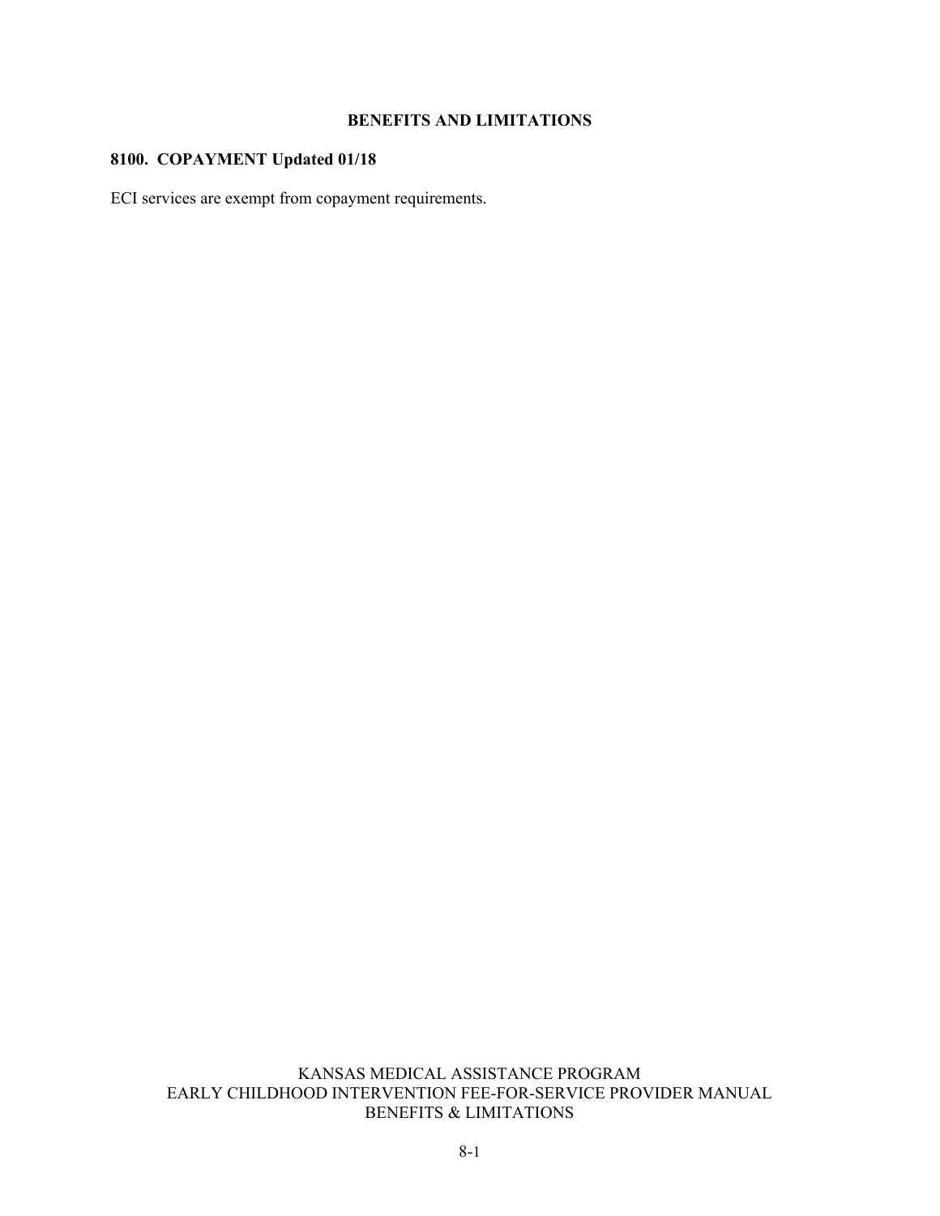# BENEFITS AND LIMITATIONS

## 8100. COPAYMENT Updated 01/18

ECI services are exempt from copayment requirements.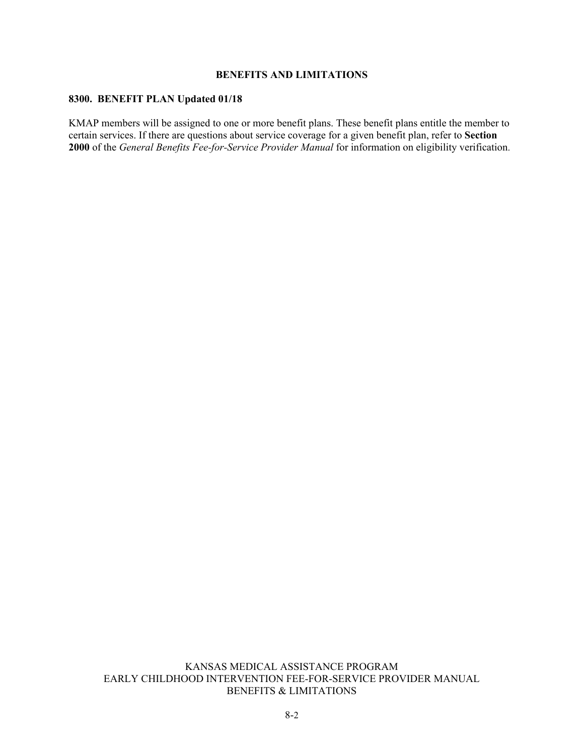## BENEFITS AND LIMITATIONS

### 8300. BENEFIT PLAN Updated 01/18

KMAP members will be assigned to one or more benefit plans. These benefit plans entitle the member to certain services. If there are questions about service coverage for a given benefit plan, refer to **Section 2000** of the *General Benefits Fee-for-Service Provider Manual* for information on eligibility verification.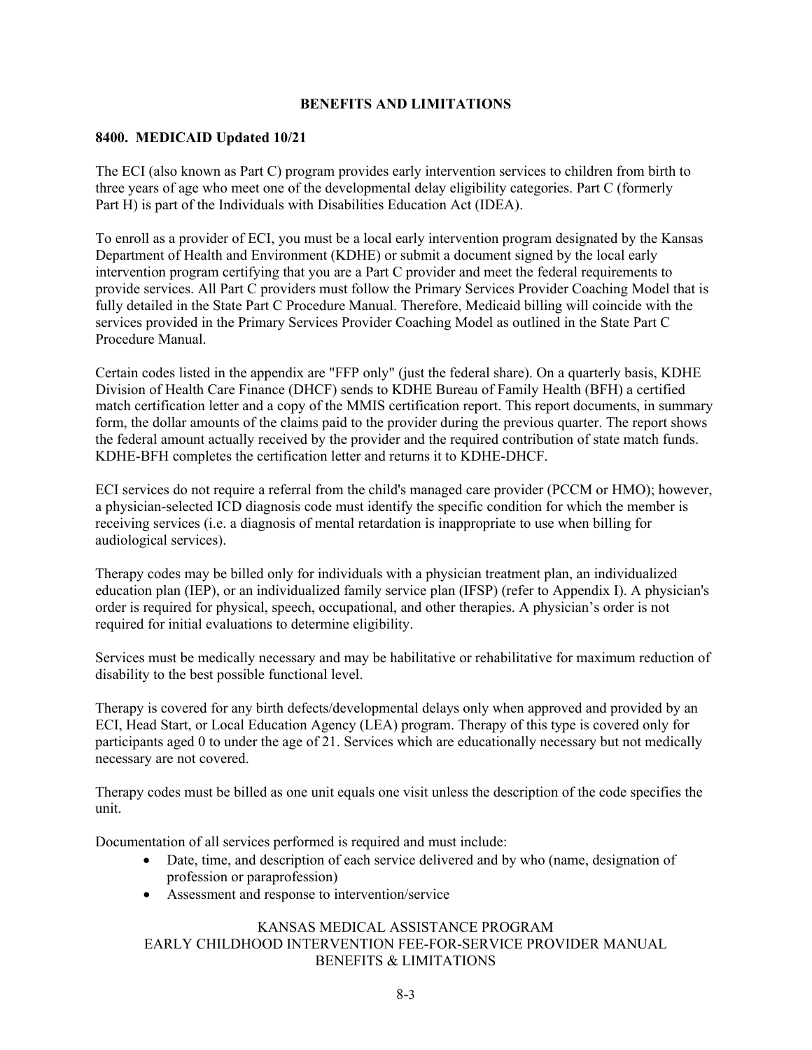## BENEFITS AND LIMITATIONS

### 8400. MEDICAID Updated 10/21

The ECI (also known as Part C) program provides early intervention services to children from birth to three years of age who meet one of the developmental delay eligibility categories. Part C (formerly Part H) is part of the Individuals with Disabilities Education Act (IDEA).

To enroll as a provider of ECI, you must be a local early intervention program designated by the Kansas Department of Health and Environment (KDHE) or submit a document signed by the local early intervention program certifying that you are a Part C provider and meet the federal requirements to provide services. All Part C providers must follow the Primary Services Provider Coaching Model that is fully detailed in the State Part C Procedure Manual. Therefore, Medicaid billing will coincide with the services provided in the Primary Services Provider Coaching Model as outlined in the State Part C Procedure Manual.

Certain codes listed in the appendix are "FFP only" (just the federal share). On a quarterly basis, KDHE Division of Health Care Finance (DHCF) sends to KDHE Bureau of Family Health (BFH) a certified match certification letter and a copy of the MMIS certification report. This report documents, in summary form, the dollar amounts of the claims paid to the provider during the previous quarter. The report shows the federal amount actually received by the provider and the required contribution of state match funds. KDHE-BFH completes the certification letter and returns it to KDHE-DHCF.

ECI services do not require a referral from the child's managed care provider (PCCM or HMO); however, a physician-selected ICD diagnosis code must identify the specific condition for which the member is receiving services (i.e. a diagnosis of mental retardation is inappropriate to use when billing for audiological services).

Therapy codes may be billed only for individuals with a physician treatment plan, an individualized education plan (IEP), or an individualized family service plan (IFSP) (refer to Appendix I). A physician's order is required for physical, speech, occupational, and other therapies. A physician's order is not required for initial evaluations to determine eligibility.

Services must be medically necessary and may be habilitative or rehabilitative for maximum reduction of disability to the best possible functional level.

Therapy is covered for any birth defects/developmental delays only when approved and provided by an ECI, Head Start, or Local Education Agency (LEA) program. Therapy of this type is covered only for participants aged 0 to under the age of 21. Services which are educationally necessary but not medically necessary are not covered.

Therapy codes must be billed as one unit equals one visit unless the description of the code specifies the unit.

Documentation of all services performed is required and must include:

- Date, time, and description of each service delivered and by who (name, designation of profession or paraprofession)
- Assessment and response to intervention/service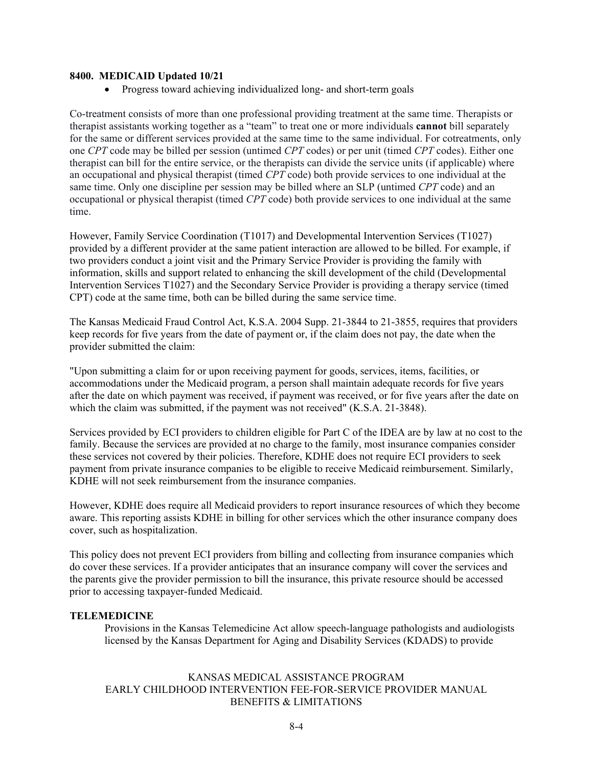## 8400. MEDICAID Updated 10/21

- Progress toward achieving individualized long- and short-term goals

Co-treatment consists of more than one professional providing treatment at the same time. Therapists or therapist assistants working together as a "team" to treat one or more individuals **cannot** bill separately for the same or different services provided at the same time to the same individual. For cotreatments, only one *CPT* code may be billed per session (untimed *CPT* codes) or per unit (timed *CPT* codes). Either one therapist can bill for the entire service, or the therapists can divide the service units (if applicable) where an occupational and physical therapist (timed *CPT* code) both provide services to one individual at the same time. Only one discipline per session may be billed where an SLP (untimed *CPT* code) and an occupational or physical therapist (timed *CPT* code) both provide services to one individual at the same time.

However, Family Service Coordination (T1017) and Developmental Intervention Services (T1027) provided by a different provider at the same patient interaction are allowed to be billed. For example, if two providers conduct a joint visit and the Primary Service Provider is providing the family with information, skills and support related to enhancing the skill development of the child (Developmental Intervention Services T1027) and the Secondary Service Provider is providing a therapy service (timed CPT) code at the same time, both can be billed during the same service time.

The Kansas Medicaid Fraud Control Act, K.S.A. 2004 Supp. 21-3844 to 21-3855, requires that providers keep records for five years from the date of payment or, if the claim does not pay, the date when the provider submitted the claim:

"Upon submitting a claim for or upon receiving payment for goods, services, items, facilities, or accommodations under the Medicaid program, a person shall maintain adequate records for five years after the date on which payment was received, if payment was received, or for five years after the date on which the claim was submitted, if the payment was not received" (K.S.A. 21-3848).

Services provided by ECI providers to children eligible for Part C of the IDEA are by law at no cost to the family. Because the services are provided at no charge to the family, most insurance companies consider these services not covered by their policies. Therefore, KDHE does not require ECI providers to seek payment from private insurance companies to be eligible to receive Medicaid reimbursement. Similarly, KDHE will not seek reimbursement from the insurance companies.

However, KDHE does require all Medicaid providers to report insurance resources of which they become aware. This reporting assists KDHE in billing for other services which the other insurance company does cover, such as hospitalization.

This policy does not prevent ECI providers from billing and collecting from insurance companies which do cover these services. If a provider anticipates that an insurance company will cover the services and the parents give the provider permission to bill the insurance, this private resource should be accessed prior to accessing taxpayer-funded Medicaid.

### TELEMEDICINE

Provisions in the Kansas Telemedicine Act allow speech-language pathologists and audiologists licensed by the Kansas Department for Aging and Disability Services (KDADS) to provide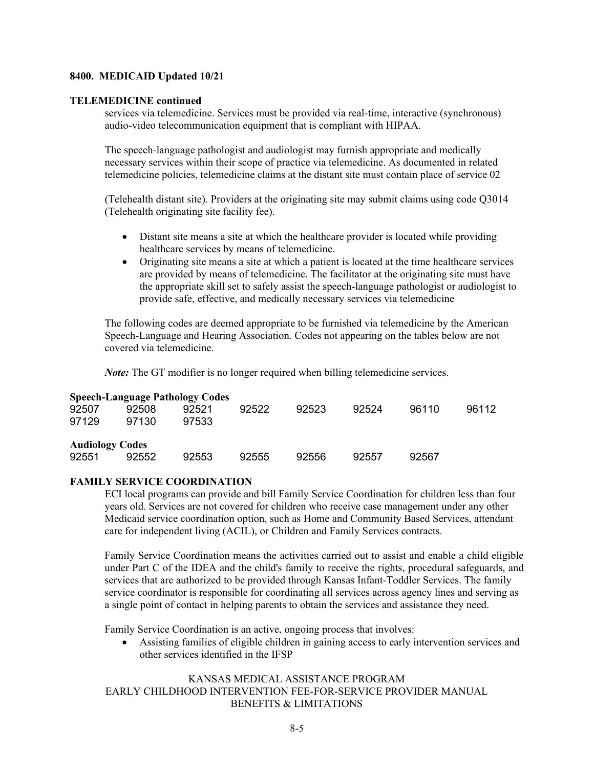**8400. MEDICAID Updated 10/21**

**TELEMEDICINE continued**

services via telemedicine. Services must be provided via real-time, interactive (synchronous) audio-video telecommunication equipment that is compliant with HIPAA.

The speech-language pathologist and audiologist may furnish appropriate and medically necessary services within their scope of practice via telemedicine. As documented in related telemedicine policies, telemedicine claims at the distant site must contain place of service 02

(Telehealth distant site). Providers at the originating site may submit claims using code Q3014 (Telehealth originating site facility fee).

- Distant site means a site at which the healthcare provider is located while providing healthcare services by means of telemedicine.
- Originating site means a site at which a patient is located at the time healthcare services are provided by means of telemedicine. The facilitator at the originating site must have the appropriate skill set to safely assist the speech-language pathologist or audiologist to provide safe, effective, and medically necessary services via telemedicine

The following codes are deemed appropriate to be furnished via telemedicine by the American Speech-Language and Hearing Association. Codes not appearing on the tables below are not covered via telemedicine.

***Note:*** The GT modifier is no longer required when billing telemedicine services.

**Speech-Language Pathology Codes**

| | | | | | | | |
|---|---|---|---|---|---|---|---|
| 92507 | 92508 | 92521 | 92522 | 92523 | 92524 | 96110 | 96112 |
| 97129 | 97130 | 97533 | | | | | |

**Audiology Codes**

| | | | | | | |
|---|---|---|---|---|---|---|
| 92551 | 92552 | 92553 | 92555 | 92556 | 92557 | 92567 |

**FAMILY SERVICE COORDINATION**

ECI local programs can provide and bill Family Service Coordination for children less than four years old. Services are not covered for children who receive case management under any other Medicaid service coordination option, such as Home and Community Based Services, attendant care for independent living (ACIL), or Children and Family Services contracts.

Family Service Coordination means the activities carried out to assist and enable a child eligible under Part C of the IDEA and the child's family to receive the rights, procedural safeguards, and services that are authorized to be provided through Kansas Infant-Toddler Services. The family service coordinator is responsible for coordinating all services across agency lines and serving as a single point of contact in helping parents to obtain the services and assistance they need.

Family Service Coordination is an active, ongoing process that involves:

- Assisting families of eligible children in gaining access to early intervention services and other services identified in the IFSP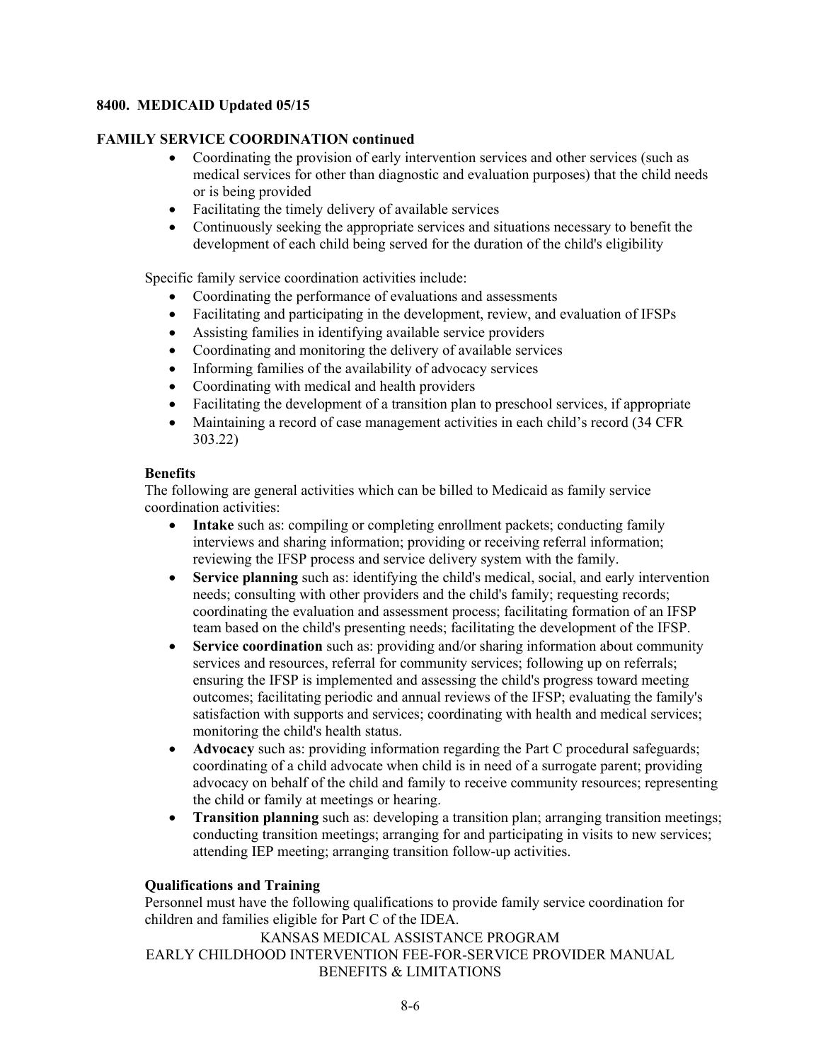**8400. MEDICAID Updated 05/15**

**FAMILY SERVICE COORDINATION continued**

- Coordinating the provision of early intervention services and other services (such as medical services for other than diagnostic and evaluation purposes) that the child needs or is being provided
- Facilitating the timely delivery of available services
- Continuously seeking the appropriate services and situations necessary to benefit the development of each child being served for the duration of the child's eligibility

Specific family service coordination activities include:

- Coordinating the performance of evaluations and assessments
- Facilitating and participating in the development, review, and evaluation of IFSPs
- Assisting families in identifying available service providers
- Coordinating and monitoring the delivery of available services
- Informing families of the availability of advocacy services
- Coordinating with medical and health providers
- Facilitating the development of a transition plan to preschool services, if appropriate
- Maintaining a record of case management activities in each child's record (34 CFR 303.22)

**Benefits**

The following are general activities which can be billed to Medicaid as family service coordination activities:

- **Intake** such as: compiling or completing enrollment packets; conducting family interviews and sharing information; providing or receiving referral information; reviewing the IFSP process and service delivery system with the family.
- **Service planning** such as: identifying the child's medical, social, and early intervention needs; consulting with other providers and the child's family; requesting records; coordinating the evaluation and assessment process; facilitating formation of an IFSP team based on the child's presenting needs; facilitating the development of the IFSP.
- **Service coordination** such as: providing and/or sharing information about community services and resources, referral for community services; following up on referrals; ensuring the IFSP is implemented and assessing the child's progress toward meeting outcomes; facilitating periodic and annual reviews of the IFSP; evaluating the family's satisfaction with supports and services; coordinating with health and medical services; monitoring the child's health status.
- **Advocacy** such as: providing information regarding the Part C procedural safeguards; coordinating of a child advocate when child is in need of a surrogate parent; providing advocacy on behalf of the child and family to receive community resources; representing the child or family at meetings or hearing.
- **Transition planning** such as: developing a transition plan; arranging transition meetings; conducting transition meetings; arranging for and participating in visits to new services; attending IEP meeting; arranging transition follow-up activities.

**Qualifications and Training**

Personnel must have the following qualifications to provide family service coordination for children and families eligible for Part C of the IDEA.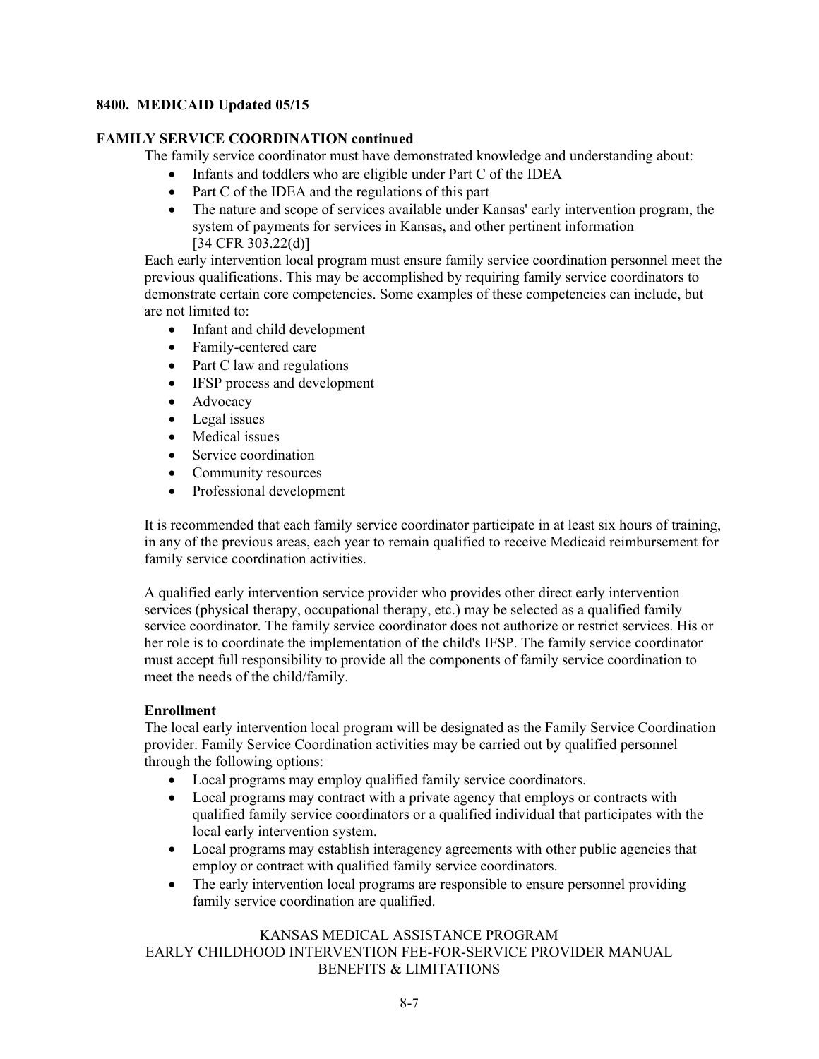**8400. MEDICAID Updated 05/15**

**FAMILY SERVICE COORDINATION continued**

The family service coordinator must have demonstrated knowledge and understanding about:

- Infants and toddlers who are eligible under Part C of the IDEA
- Part C of the IDEA and the regulations of this part
- The nature and scope of services available under Kansas' early intervention program, the system of payments for services in Kansas, and other pertinent information [34 CFR 303.22(d)]

Each early intervention local program must ensure family service coordination personnel meet the previous qualifications. This may be accomplished by requiring family service coordinators to demonstrate certain core competencies. Some examples of these competencies can include, but are not limited to:

- Infant and child development
- Family-centered care
- Part C law and regulations
- IFSP process and development
- Advocacy
- Legal issues
- Medical issues
- Service coordination
- Community resources
- Professional development

It is recommended that each family service coordinator participate in at least six hours of training, in any of the previous areas, each year to remain qualified to receive Medicaid reimbursement for family service coordination activities.

A qualified early intervention service provider who provides other direct early intervention services (physical therapy, occupational therapy, etc.) may be selected as a qualified family service coordinator. The family service coordinator does not authorize or restrict services. His or her role is to coordinate the implementation of the child's IFSP. The family service coordinator must accept full responsibility to provide all the components of family service coordination to meet the needs of the child/family.

**Enrollment**

The local early intervention local program will be designated as the Family Service Coordination provider. Family Service Coordination activities may be carried out by qualified personnel through the following options:

- Local programs may employ qualified family service coordinators.
- Local programs may contract with a private agency that employs or contracts with qualified family service coordinators or a qualified individual that participates with the local early intervention system.
- Local programs may establish interagency agreements with other public agencies that employ or contract with qualified family service coordinators.
- The early intervention local programs are responsible to ensure personnel providing family service coordination are qualified.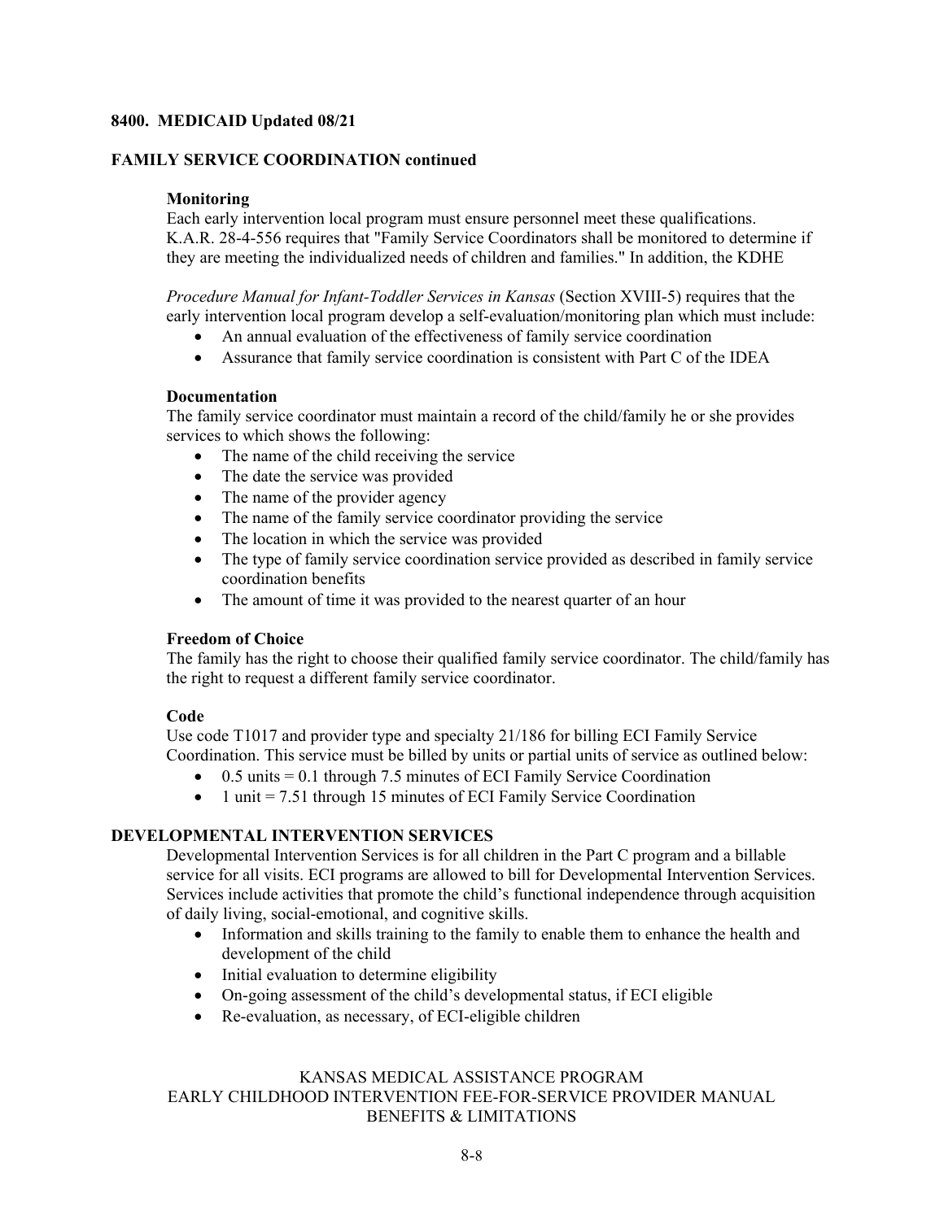**8400. MEDICAID Updated 08/21**

**FAMILY SERVICE COORDINATION continued**

**Monitoring**

Each early intervention local program must ensure personnel meet these qualifications. K.A.R. 28-4-556 requires that "Family Service Coordinators shall be monitored to determine if they are meeting the individualized needs of children and families." In addition, the KDHE

*Procedure Manual for Infant-Toddler Services in Kansas* (Section XVIII-5) requires that the early intervention local program develop a self-evaluation/monitoring plan which must include:

- An annual evaluation of the effectiveness of family service coordination
- Assurance that family service coordination is consistent with Part C of the IDEA

**Documentation**

The family service coordinator must maintain a record of the child/family he or she provides services to which shows the following:

- The name of the child receiving the service
- The date the service was provided
- The name of the provider agency
- The name of the family service coordinator providing the service
- The location in which the service was provided
- The type of family service coordination service provided as described in family service coordination benefits
- The amount of time it was provided to the nearest quarter of an hour

**Freedom of Choice**

The family has the right to choose their qualified family service coordinator. The child/family has the right to request a different family service coordinator.

**Code**

Use code T1017 and provider type and specialty 21/186 for billing ECI Family Service Coordination. This service must be billed by units or partial units of service as outlined below:

- 0.5 units = 0.1 through 7.5 minutes of ECI Family Service Coordination
- 1 unit = 7.51 through 15 minutes of ECI Family Service Coordination

**DEVELOPMENTAL INTERVENTION SERVICES**

Developmental Intervention Services is for all children in the Part C program and a billable service for all visits. ECI programs are allowed to bill for Developmental Intervention Services. Services include activities that promote the child's functional independence through acquisition of daily living, social-emotional, and cognitive skills.

- Information and skills training to the family to enable them to enhance the health and development of the child
- Initial evaluation to determine eligibility
- On-going assessment of the child's developmental status, if ECI eligible
- Re-evaluation, as necessary, of ECI-eligible children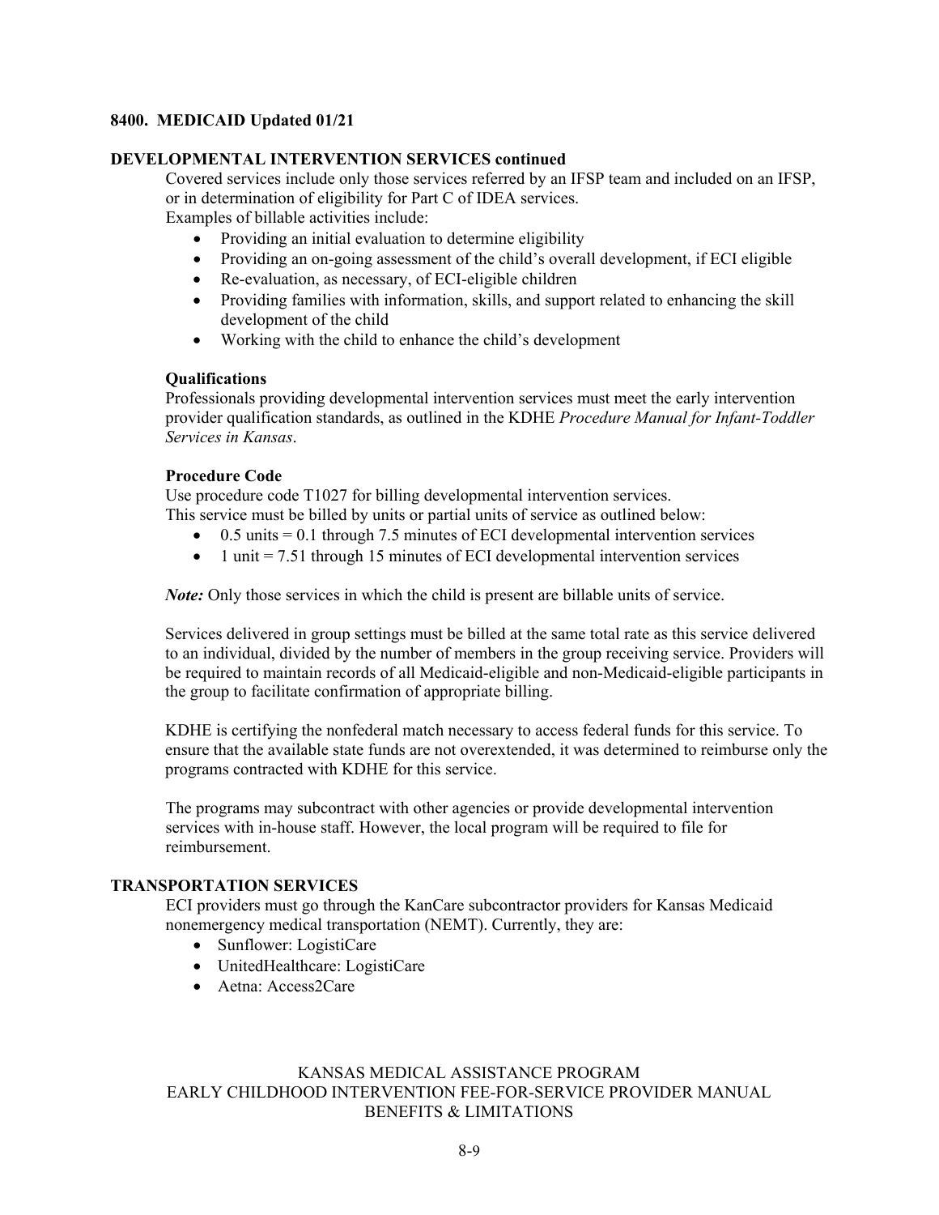## 8400. MEDICAID Updated 01/21

### DEVELOPMENTAL INTERVENTION SERVICES continued

Covered services include only those services referred by an IFSP team and included on an IFSP, or in determination of eligibility for Part C of IDEA services.

Examples of billable activities include:

- Providing an initial evaluation to determine eligibility
- Providing an on-going assessment of the child's overall development, if ECI eligible
- Re-evaluation, as necessary, of ECI-eligible children
- Providing families with information, skills, and support related to enhancing the skill development of the child
- Working with the child to enhance the child's development

**Qualifications**

Professionals providing developmental intervention services must meet the early intervention provider qualification standards, as outlined in the KDHE *Procedure Manual for Infant-Toddler Services in Kansas*.

**Procedure Code**

Use procedure code T1027 for billing developmental intervention services.

This service must be billed by units or partial units of service as outlined below:

- 0.5 units = 0.1 through 7.5 minutes of ECI developmental intervention services
- 1 unit = 7.51 through 15 minutes of ECI developmental intervention services

***Note:*** Only those services in which the child is present are billable units of service.

Services delivered in group settings must be billed at the same total rate as this service delivered to an individual, divided by the number of members in the group receiving service. Providers will be required to maintain records of all Medicaid-eligible and non-Medicaid-eligible participants in the group to facilitate confirmation of appropriate billing.

KDHE is certifying the nonfederal match necessary to access federal funds for this service. To ensure that the available state funds are not overextended, it was determined to reimburse only the programs contracted with KDHE for this service.

The programs may subcontract with other agencies or provide developmental intervention services with in-house staff. However, the local program will be required to file for reimbursement.

### TRANSPORTATION SERVICES

ECI providers must go through the KanCare subcontractor providers for Kansas Medicaid nonemergency medical transportation (NEMT). Currently, they are:

- Sunflower: LogistiCare
- UnitedHealthcare: LogistiCare
- Aetna: Access2Care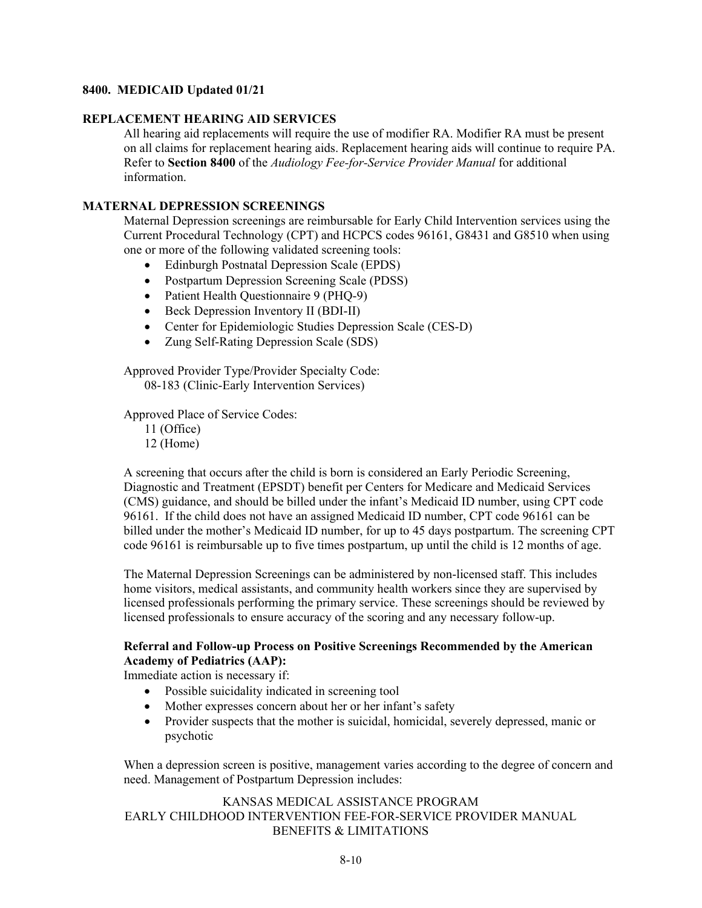## 8400. MEDICAID Updated 01/21

### REPLACEMENT HEARING AID SERVICES

All hearing aid replacements will require the use of modifier RA. Modifier RA must be present on all claims for replacement hearing aids. Replacement hearing aids will continue to require PA. Refer to **Section 8400** of the *Audiology Fee-for-Service Provider Manual* for additional information.

### MATERNAL DEPRESSION SCREENINGS

Maternal Depression screenings are reimbursable for Early Child Intervention services using the Current Procedural Technology (CPT) and HCPCS codes 96161, G8431 and G8510 when using one or more of the following validated screening tools:

- Edinburgh Postnatal Depression Scale (EPDS)
- Postpartum Depression Screening Scale (PDSS)
- Patient Health Questionnaire 9 (PHQ-9)
- Beck Depression Inventory II (BDI-II)
- Center for Epidemiologic Studies Depression Scale (CES-D)
- Zung Self-Rating Depression Scale (SDS)

Approved Provider Type/Provider Specialty Code:
08-183 (Clinic-Early Intervention Services)

Approved Place of Service Codes:
11 (Office)
12 (Home)

A screening that occurs after the child is born is considered an Early Periodic Screening, Diagnostic and Treatment (EPSDT) benefit per Centers for Medicare and Medicaid Services (CMS) guidance, and should be billed under the infant's Medicaid ID number, using CPT code 96161. If the child does not have an assigned Medicaid ID number, CPT code 96161 can be billed under the mother's Medicaid ID number, for up to 45 days postpartum. The screening CPT code 96161 is reimbursable up to five times postpartum, up until the child is 12 months of age.

The Maternal Depression Screenings can be administered by non-licensed staff. This includes home visitors, medical assistants, and community health workers since they are supervised by licensed professionals performing the primary service. These screenings should be reviewed by licensed professionals to ensure accuracy of the scoring and any necessary follow-up.

**Referral and Follow-up Process on Positive Screenings Recommended by the American Academy of Pediatrics (AAP):**

Immediate action is necessary if:

- Possible suicidality indicated in screening tool
- Mother expresses concern about her or her infant's safety
- Provider suspects that the mother is suicidal, homicidal, severely depressed, manic or psychotic

When a depression screen is positive, management varies according to the degree of concern and need. Management of Postpartum Depression includes: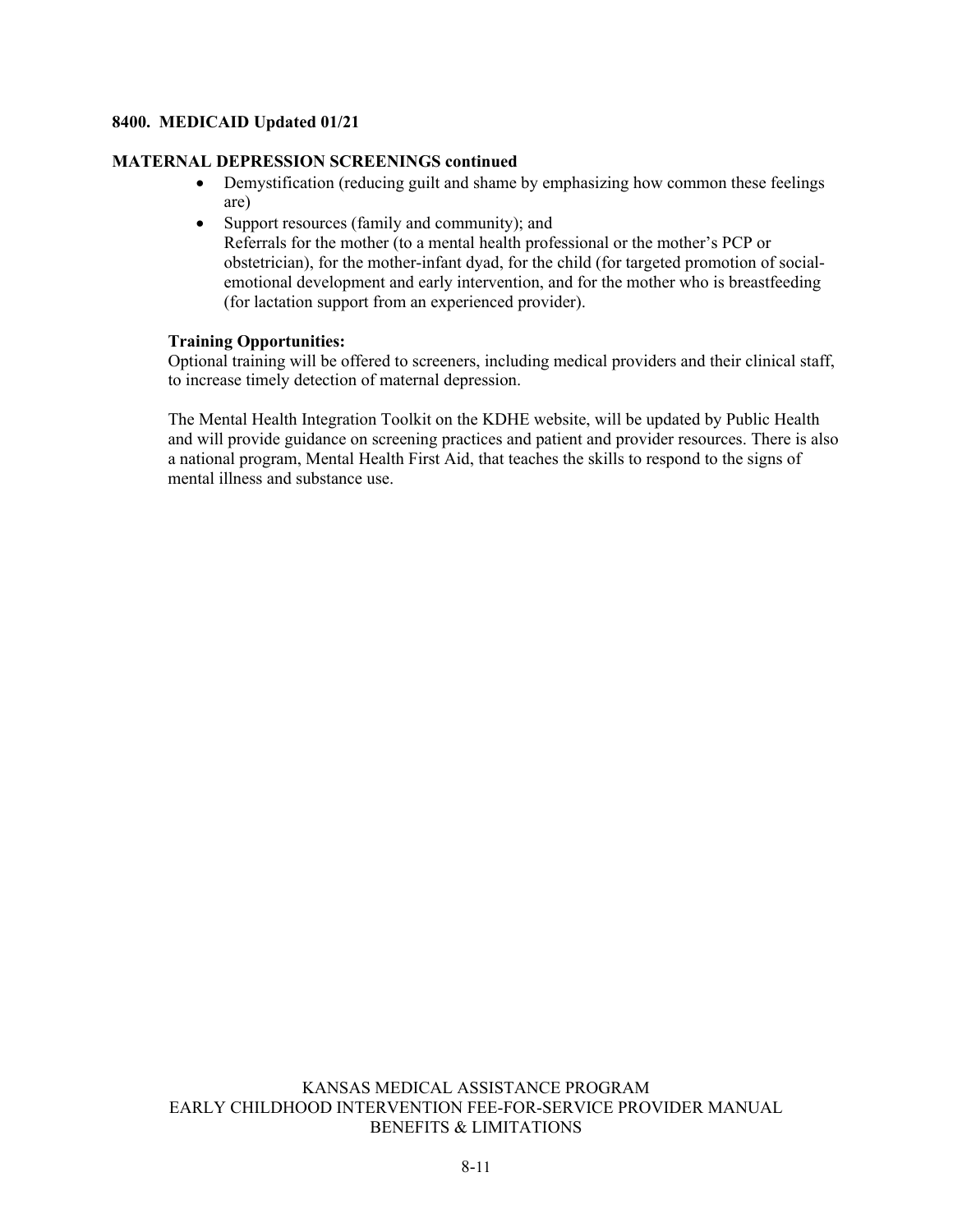**8400. MEDICAID Updated 01/21**

**MATERNAL DEPRESSION SCREENINGS continued**

- Demystification (reducing guilt and shame by emphasizing how common these feelings are)
- Support resources (family and community); and
  Referrals for the mother (to a mental health professional or the mother's PCP or obstetrician), for the mother-infant dyad, for the child (for targeted promotion of social-emotional development and early intervention, and for the mother who is breastfeeding (for lactation support from an experienced provider).

**Training Opportunities:**
Optional training will be offered to screeners, including medical providers and their clinical staff, to increase timely detection of maternal depression.

The Mental Health Integration Toolkit on the KDHE website, will be updated by Public Health and will provide guidance on screening practices and patient and provider resources. There is also a national program, Mental Health First Aid, that teaches the skills to respond to the signs of mental illness and substance use.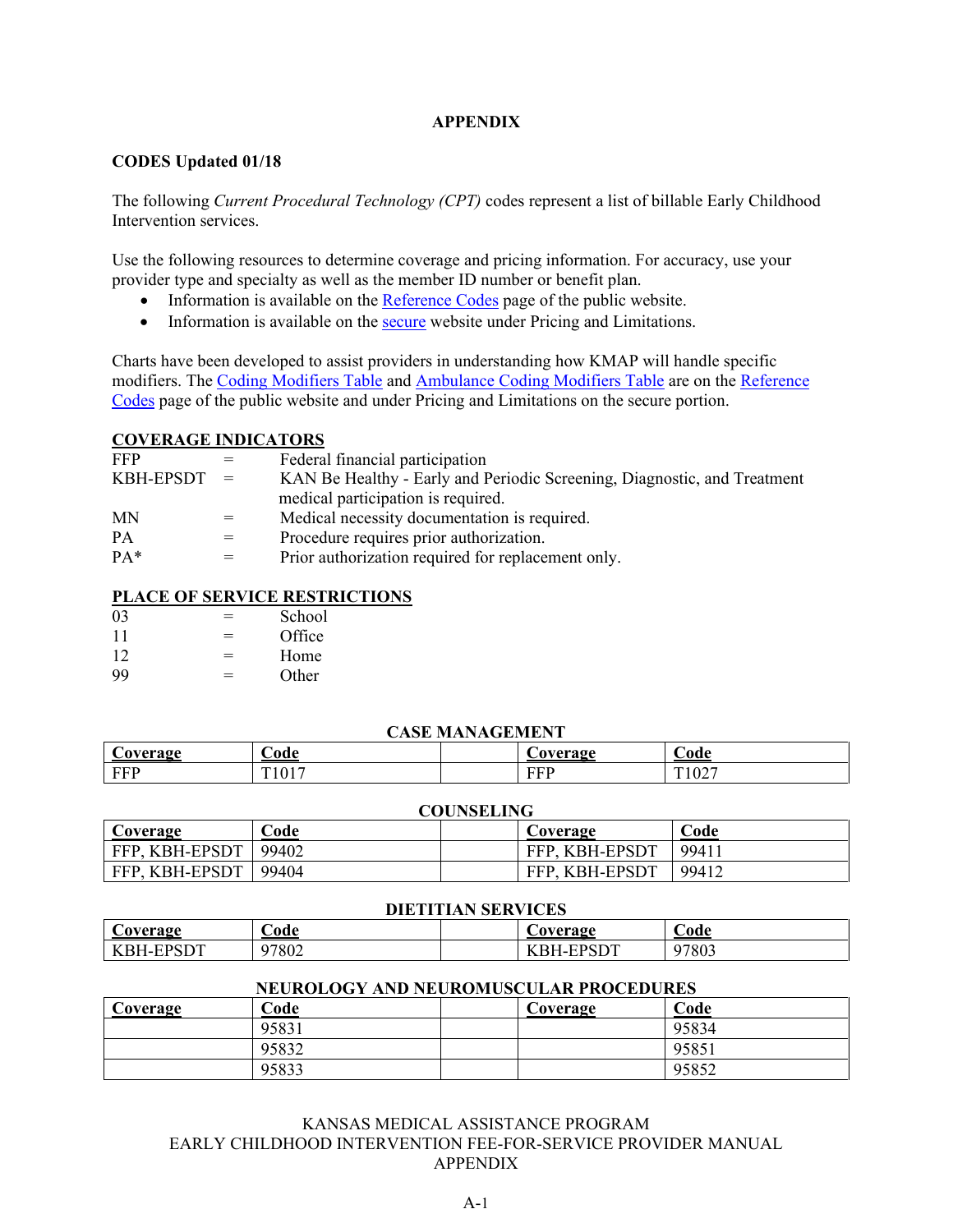# APPENDIX

**CODES Updated 01/18**

The following *Current Procedural Technology (CPT)* codes represent a list of billable Early Childhood Intervention services.

Use the following resources to determine coverage and pricing information. For accuracy, use your provider type and specialty as well as the member ID number or benefit plan.

- Information is available on the Reference Codes page of the public website.
- Information is available on the secure website under Pricing and Limitations.

Charts have been developed to assist providers in understanding how KMAP will handle specific modifiers. The Coding Modifiers Table and Ambulance Coding Modifiers Table are on the Reference Codes page of the public website and under Pricing and Limitations on the secure portion.

**COVERAGE INDICATORS**

| | | |
|---|---|---|
| FFP | = | Federal financial participation |
| KBH-EPSDT | = | KAN Be Healthy - Early and Periodic Screening, Diagnostic, and Treatment medical participation is required. |
| MN | = | Medical necessity documentation is required. |
| PA | = | Procedure requires prior authorization. |
| PA* | = | Prior authorization required for replacement only. |

**PLACE OF SERVICE RESTRICTIONS**

| | | |
|---|---|---|
| 03 | = | School |
| 11 | = | Office |
| 12 | = | Home |
| 99 | = | Other |

**CASE MANAGEMENT**

| Coverage | Code | | Coverage | Code |
|---|---|---|---|---|
| FFP | T1017 | | FFP | T1027 |

**COUNSELING**

| Coverage | Code | | Coverage | Code |
|---|---|---|---|---|
| FFP, KBH-EPSDT | 99402 | | FFP, KBH-EPSDT | 99411 |
| FFP, KBH-EPSDT | 99404 | | FFP, KBH-EPSDT | 99412 |

**DIETITIAN SERVICES**

| Coverage | Code | | Coverage | Code |
|---|---|---|---|---|
| KBH-EPSDT | 97802 | | KBH-EPSDT | 97803 |

**NEUROLOGY AND NEUROMUSCULAR PROCEDURES**

| Coverage | Code | | Coverage | Code |
|---|---|---|---|---|
| | 95831 | | | 95834 |
| | 95832 | | | 95851 |
| | 95833 | | | 95852 |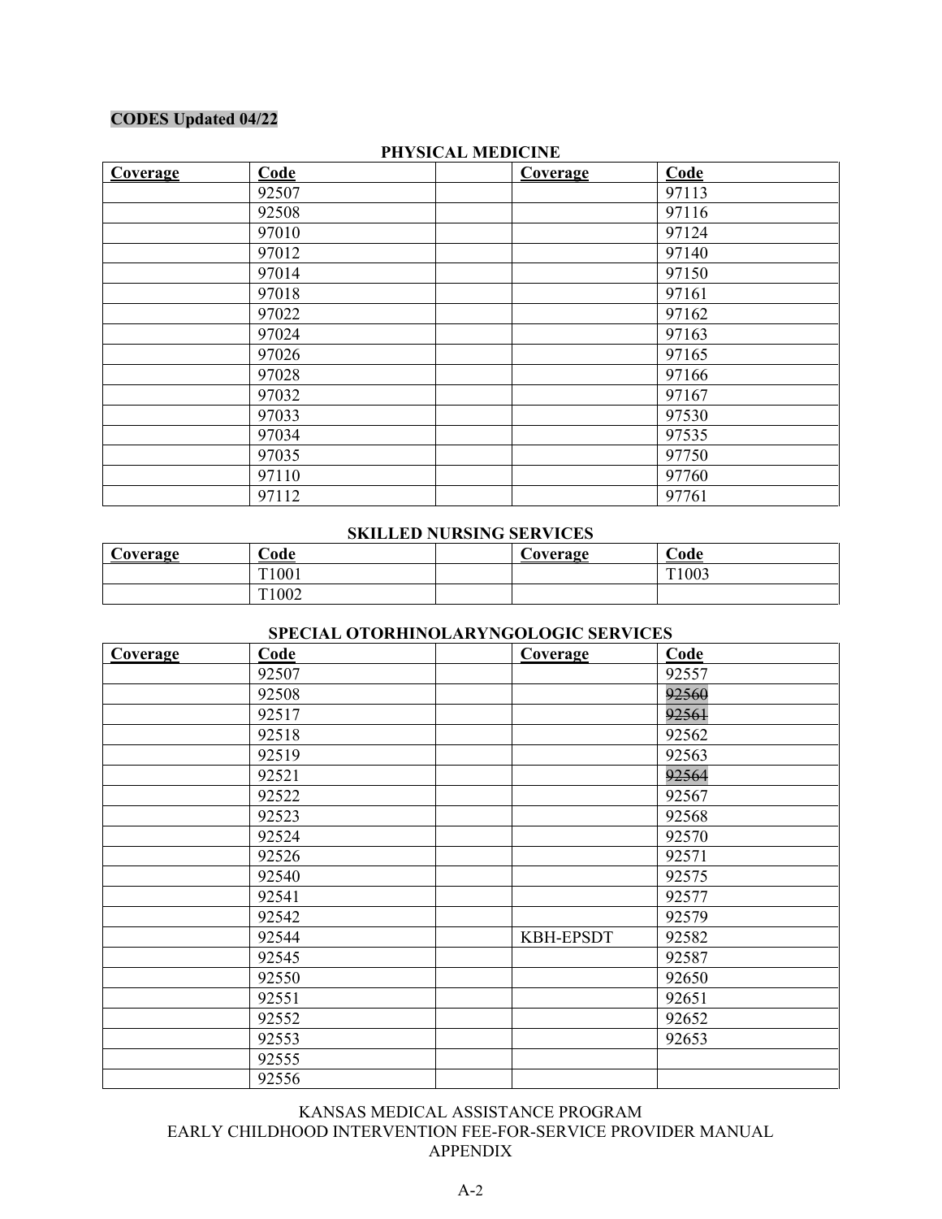**CODES Updated 04/22**

### PHYSICAL MEDICINE

| Coverage | Code | | Coverage | Code |
|---|---|---|---|---|
| | 92507 | | | 97113 |
| | 92508 | | | 97116 |
| | 97010 | | | 97124 |
| | 97012 | | | 97140 |
| | 97014 | | | 97150 |
| | 97018 | | | 97161 |
| | 97022 | | | 97162 |
| | 97024 | | | 97163 |
| | 97026 | | | 97165 |
| | 97028 | | | 97166 |
| | 97032 | | | 97167 |
| | 97033 | | | 97530 |
| | 97034 | | | 97535 |
| | 97035 | | | 97750 |
| | 97110 | | | 97760 |
| | 97112 | | | 97761 |

### SKILLED NURSING SERVICES

| Coverage | Code | | Coverage | Code |
|---|---|---|---|---|
| | T1001 | | | T1003 |
| | T1002 | | | |

### SPECIAL OTORHINOLARYNGOLOGIC SERVICES

| Coverage | Code | | Coverage | Code |
|---|---|---|---|---|
| | 92507 | | | 92557 |
| | 92508 | | | ~~92560~~ |
| | 92517 | | | ~~92561~~ |
| | 92518 | | | 92562 |
| | 92519 | | | 92563 |
| | 92521 | | | ~~92564~~ |
| | 92522 | | | 92567 |
| | 92523 | | | 92568 |
| | 92524 | | | 92570 |
| | 92526 | | | 92571 |
| | 92540 | | | 92575 |
| | 92541 | | | 92577 |
| | 92542 | | | 92579 |
| | 92544 | | KBH-EPSDT | 92582 |
| | 92545 | | | 92587 |
| | 92550 | | | 92650 |
| | 92551 | | | 92651 |
| | 92552 | | | 92652 |
| | 92553 | | | 92653 |
| | 92555 | | | |
| | 92556 | | | |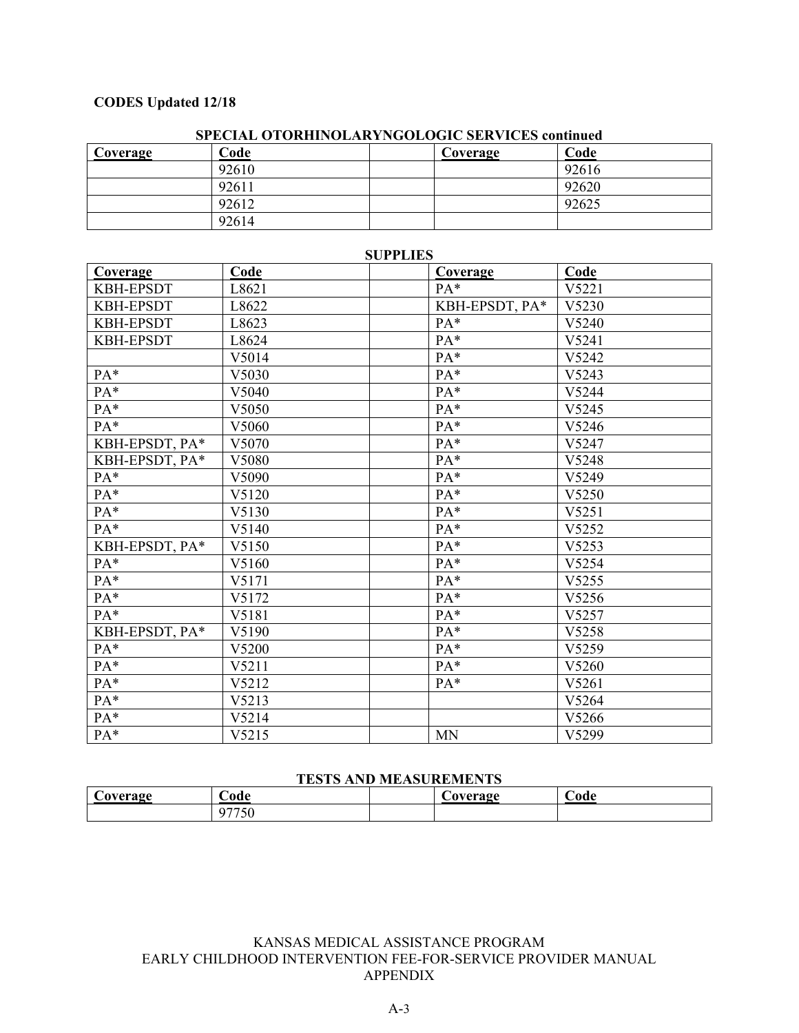**CODES Updated 12/18**

**SPECIAL OTORHINOLARYNGOLOGIC SERVICES continued**

| Coverage | Code | | Coverage | Code |
|---|---|---|---|---|
| | 92610 | | | 92616 |
| | 92611 | | | 92620 |
| | 92612 | | | 92625 |
| | 92614 | | | |

**SUPPLIES**

| Coverage | Code | | Coverage | Code |
|---|---|---|---|---|
| KBH-EPSDT | L8621 | | PA* | V5221 |
| KBH-EPSDT | L8622 | | KBH-EPSDT, PA* | V5230 |
| KBH-EPSDT | L8623 | | PA* | V5240 |
| KBH-EPSDT | L8624 | | PA* | V5241 |
| | V5014 | | PA* | V5242 |
| PA* | V5030 | | PA* | V5243 |
| PA* | V5040 | | PA* | V5244 |
| PA* | V5050 | | PA* | V5245 |
| PA* | V5060 | | PA* | V5246 |
| KBH-EPSDT, PA* | V5070 | | PA* | V5247 |
| KBH-EPSDT, PA* | V5080 | | PA* | V5248 |
| PA* | V5090 | | PA* | V5249 |
| PA* | V5120 | | PA* | V5250 |
| PA* | V5130 | | PA* | V5251 |
| PA* | V5140 | | PA* | V5252 |
| KBH-EPSDT, PA* | V5150 | | PA* | V5253 |
| PA* | V5160 | | PA* | V5254 |
| PA* | V5171 | | PA* | V5255 |
| PA* | V5172 | | PA* | V5256 |
| PA* | V5181 | | PA* | V5257 |
| KBH-EPSDT, PA* | V5190 | | PA* | V5258 |
| PA* | V5200 | | PA* | V5259 |
| PA* | V5211 | | PA* | V5260 |
| PA* | V5212 | | PA* | V5261 |
| PA* | V5213 | | | V5264 |
| PA* | V5214 | | | V5266 |
| PA* | V5215 | | MN | V5299 |

**TESTS AND MEASUREMENTS**

| Coverage | Code | | Coverage | Code |
|---|---|---|---|---|
| | 97750 | | | |

KANSAS MEDICAL ASSISTANCE PROGRAM
EARLY CHILDHOOD INTERVENTION FEE-FOR-SERVICE PROVIDER MANUAL
APPENDIX